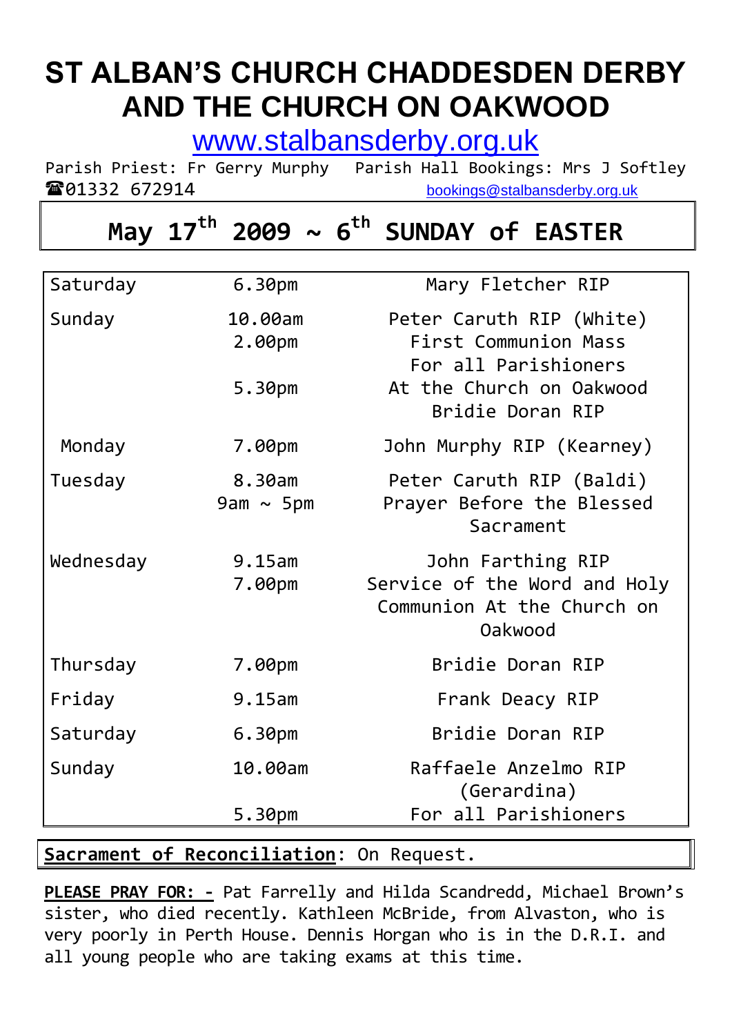# ST ALBAN'S CHURCH CHADDESDEN DERBY AND THE CHURCH ON OAKWOOD

www.stalbansderby.org.uk

Parish Priest: Fr Gerry Murphy   Parish Hall Bookings: Mrs J Softley
☎01332 672914   bookings@stalbansderby.org.uk

## May 17th 2009 ~ 6th SUNDAY of EASTER

| | | |
|---|---|---|
| Saturday | 6.30pm | Mary Fletcher RIP |
| Sunday | 10.00am | Peter Caruth RIP (White) |
| | 2.00pm | First Communion Mass |
| | | For all Parishioners |
| | 5.30pm | At the Church on Oakwood |
| | | Bridie Doran RIP |
| Monday | 7.00pm | John Murphy RIP (Kearney) |
| Tuesday | 8.30am | Peter Caruth RIP (Baldi) |
| | 9am ~ 5pm | Prayer Before the Blessed Sacrament |
| Wednesday | 9.15am | John Farthing RIP |
| | 7.00pm | Service of the Word and Holy Communion At the Church on Oakwood |
| Thursday | 7.00pm | Bridie Doran RIP |
| Friday | 9.15am | Frank Deacy RIP |
| Saturday | 6.30pm | Bridie Doran RIP |
| Sunday | 10.00am | Raffaele Anzelmo RIP (Gerardina) |
| | 5.30pm | For all Parishioners |

**Sacrament of Reconciliation**: On Request.

**PLEASE PRAY FOR: -** Pat Farrelly and Hilda Scandredd, Michael Brown's sister, who died recently. Kathleen McBride, from Alvaston, who is very poorly in Perth House. Dennis Horgan who is in the D.R.I. and all young people who are taking exams at this time.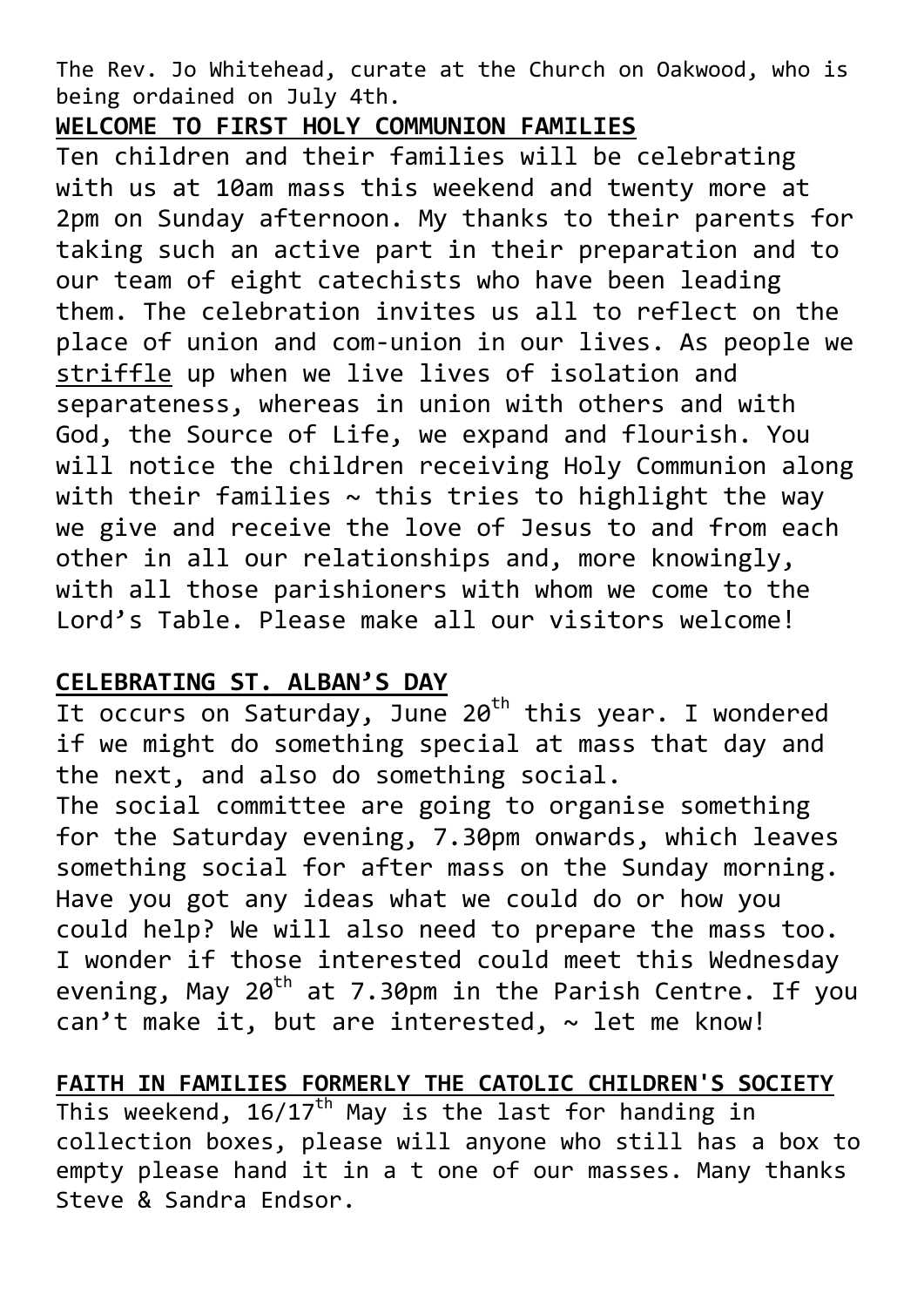The Rev. Jo Whitehead, curate at the Church on Oakwood, who is being ordained on July 4th.

**WELCOME TO FIRST HOLY COMMUNION FAMILIES**

Ten children and their families will be celebrating with us at 10am mass this weekend and twenty more at 2pm on Sunday afternoon. My thanks to their parents for taking such an active part in their preparation and to our team of eight catechists who have been leading them. The celebration invites us all to reflect on the place of union and com-union in our lives. As people we striffle up when we live lives of isolation and separateness, whereas in union with others and with God, the Source of Life, we expand and flourish. You will notice the children receiving Holy Communion along with their families ~ this tries to highlight the way we give and receive the love of Jesus to and from each other in all our relationships and, more knowingly, with all those parishioners with whom we come to the Lord's Table. Please make all our visitors welcome!

**CELEBRATING ST. ALBAN'S DAY**

It occurs on Saturday, June 20th this year. I wondered if we might do something special at mass that day and the next, and also do something social.

The social committee are going to organise something for the Saturday evening, 7.30pm onwards, which leaves something social for after mass on the Sunday morning. Have you got any ideas what we could do or how you could help? We will also need to prepare the mass too. I wonder if those interested could meet this Wednesday evening, May 20th at 7.30pm in the Parish Centre. If you can't make it, but are interested, ~ let me know!

**FAITH IN FAMILIES FORMERLY THE CATOLIC CHILDREN'S SOCIETY**

This weekend, 16/17th May is the last for handing in collection boxes, please will anyone who still has a box to empty please hand it in a t one of our masses. Many thanks Steve & Sandra Endsor.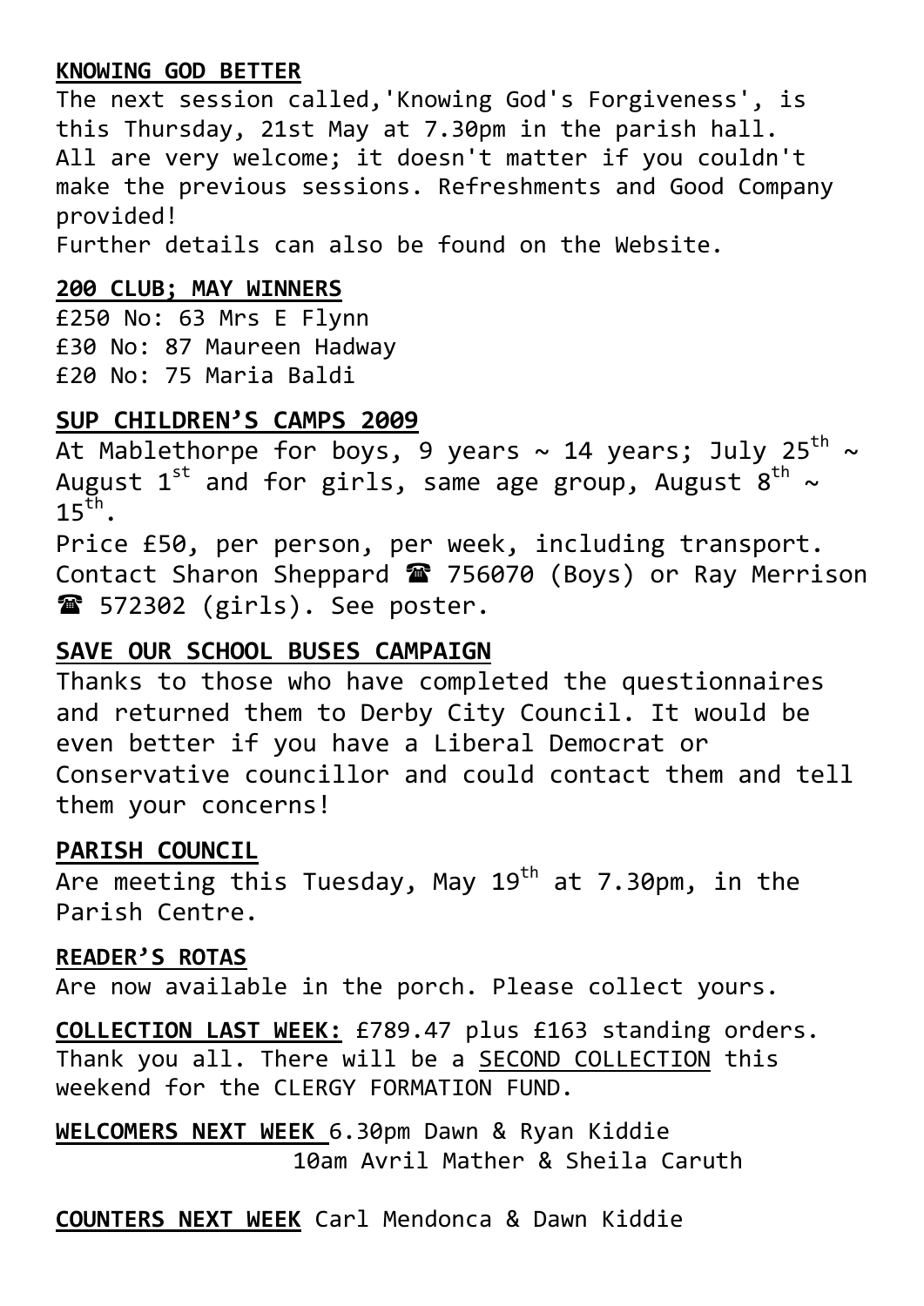**KNOWING GOD BETTER**

The next session called,'Knowing God's Forgiveness', is this Thursday, 21st May at 7.30pm in the parish hall. All are very welcome; it doesn't matter if you couldn't make the previous sessions. Refreshments and Good Company provided!
Further details can also be found on the Website.

**200 CLUB; MAY WINNERS**

£250 No: 63 Mrs E Flynn
£30 No: 87 Maureen Hadway
£20 No: 75 Maria Baldi

**SUP CHILDREN'S CAMPS 2009**

At Mablethorpe for boys, 9 years ~ 14 years; July 25th ~ August 1st and for girls, same age group, August 8th ~ 15th.
Price £50, per person, per week, including transport. Contact Sharon Sheppard ☎ 756070 (Boys) or Ray Merrison ☎ 572302 (girls). See poster.

**SAVE OUR SCHOOL BUSES CAMPAIGN**

Thanks to those who have completed the questionnaires and returned them to Derby City Council. It would be even better if you have a Liberal Democrat or Conservative councillor and could contact them and tell them your concerns!

**PARISH COUNCIL**

Are meeting this Tuesday, May 19th at 7.30pm, in the Parish Centre.

**READER'S ROTAS**

Are now available in the porch. Please collect yours.

**COLLECTION LAST WEEK:** £789.47 plus £163 standing orders. Thank you all. There will be a SECOND COLLECTION this weekend for the CLERGY FORMATION FUND.

**WELCOMERS NEXT WEEK** 6.30pm Dawn & Ryan Kiddie
10am Avril Mather & Sheila Caruth

**COUNTERS NEXT WEEK** Carl Mendonca & Dawn Kiddie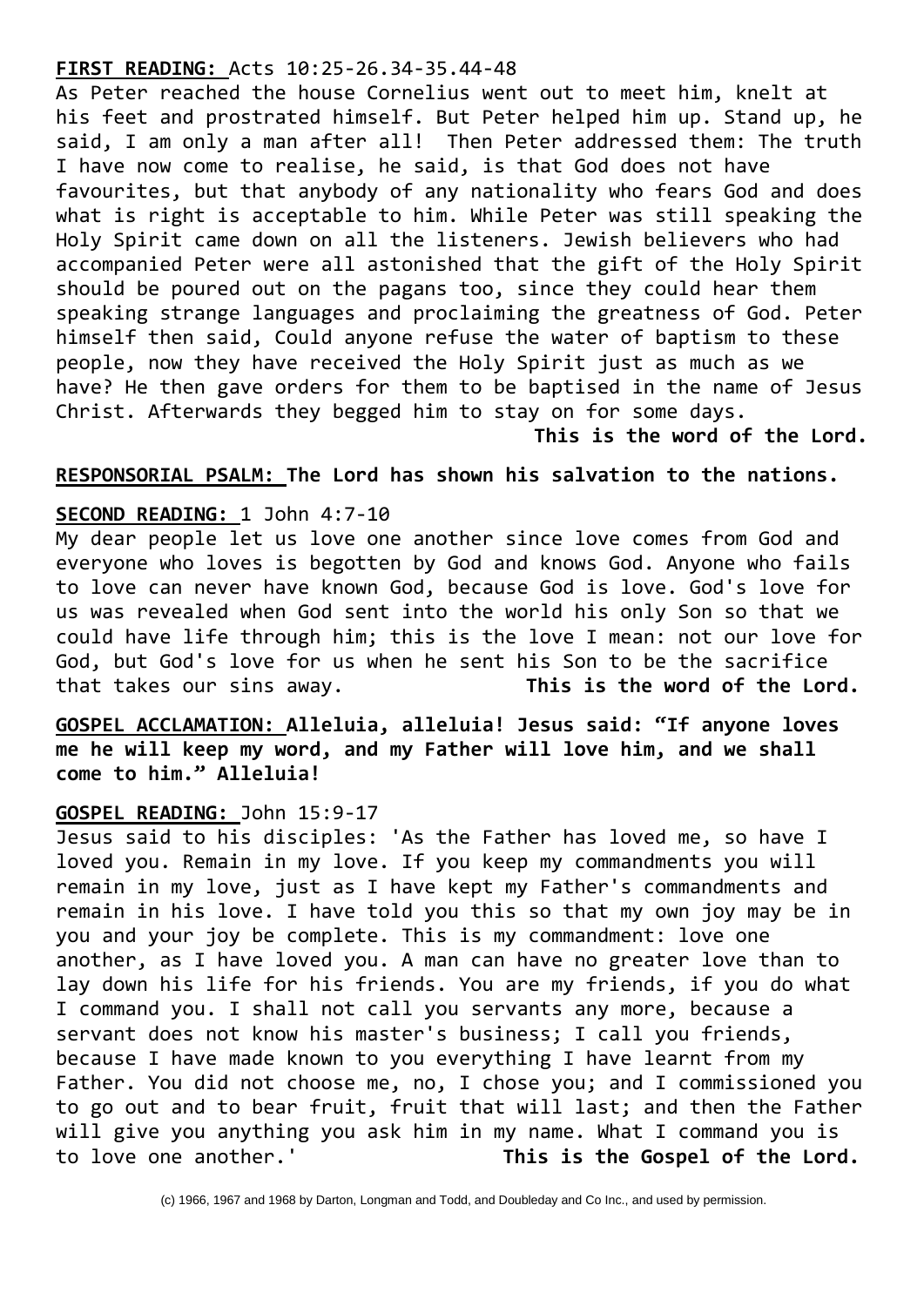**FIRST READING:** Acts 10:25-26.34-35.44-48

As Peter reached the house Cornelius went out to meet him, knelt at his feet and prostrated himself. But Peter helped him up. Stand up, he said, I am only a man after all! Then Peter addressed them: The truth I have now come to realise, he said, is that God does not have favourites, but that anybody of any nationality who fears God and does what is right is acceptable to him. While Peter was still speaking the Holy Spirit came down on all the listeners. Jewish believers who had accompanied Peter were all astonished that the gift of the Holy Spirit should be poured out on the pagans too, since they could hear them speaking strange languages and proclaiming the greatness of God. Peter himself then said, Could anyone refuse the water of baptism to these people, now they have received the Holy Spirit just as much as we have? He then gave orders for them to be baptised in the name of Jesus Christ. Afterwards they begged him to stay on for some days.

**This is the word of the Lord.**

**RESPONSORIAL PSALM: The Lord has shown his salvation to the nations.**

**SECOND READING:** 1 John 4:7-10

My dear people let us love one another since love comes from God and everyone who loves is begotten by God and knows God. Anyone who fails to love can never have known God, because God is love. God's love for us was revealed when God sent into the world his only Son so that we could have life through him; this is the love I mean: not our love for God, but God's love for us when he sent his Son to be the sacrifice that takes our sins away. **This is the word of the Lord.**

**GOSPEL ACCLAMATION: Alleluia, alleluia! Jesus said: "If anyone loves me he will keep my word, and my Father will love him, and we shall come to him." Alleluia!**

**GOSPEL READING:** John 15:9-17

Jesus said to his disciples: 'As the Father has loved me, so have I loved you. Remain in my love. If you keep my commandments you will remain in my love, just as I have kept my Father's commandments and remain in his love. I have told you this so that my own joy may be in you and your joy be complete. This is my commandment: love one another, as I have loved you. A man can have no greater love than to lay down his life for his friends. You are my friends, if you do what I command you. I shall not call you servants any more, because a servant does not know his master's business; I call you friends, because I have made known to you everything I have learnt from my Father. You did not choose me, no, I chose you; and I commissioned you to go out and to bear fruit, fruit that will last; and then the Father will give you anything you ask him in my name. What I command you is to love one another.' **This is the Gospel of the Lord.**

(c) 1966, 1967 and 1968 by Darton, Longman and Todd, and Doubleday and Co Inc., and used by permission.